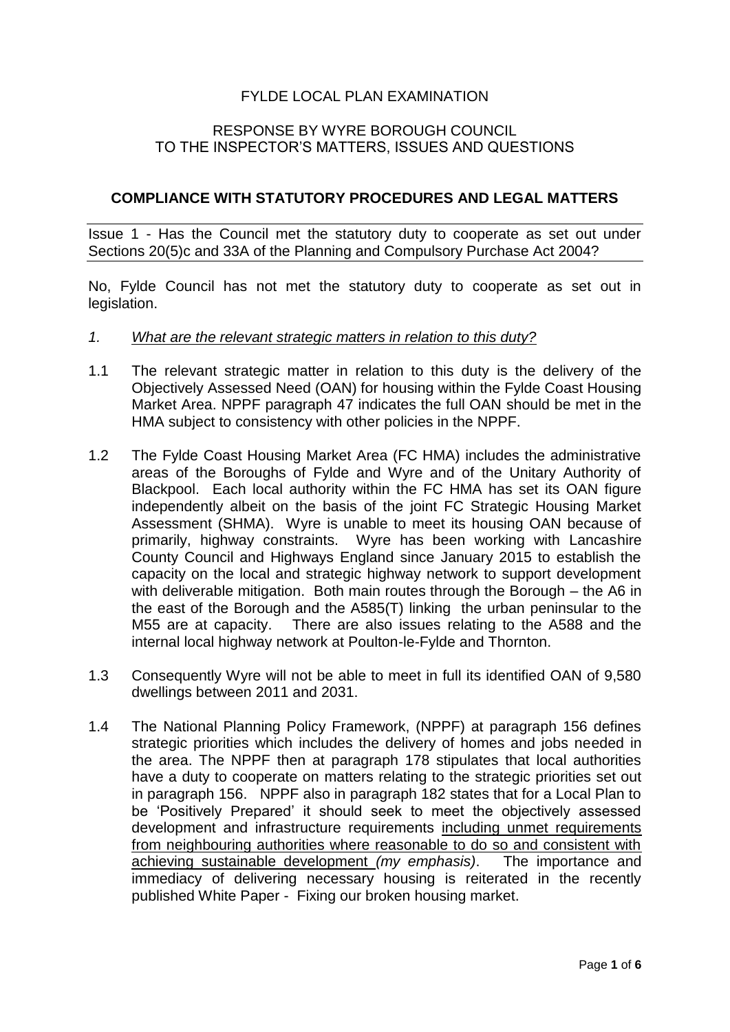# FYLDE LOCAL PLAN EXAMINATION

## RESPONSE BY WYRE BOROUGH COUNCIL TO THE INSPECTOR'S MATTERS, ISSUES AND QUESTIONS

### COMPLIANCE WITH STATUTORY PROCEDURES AND LEGAL MATTERS

Issue 1 - Has the Council met the statutory duty to cooperate as set out under Sections 20(5)c and 33A of the Planning and Compulsory Purchase Act 2004?

No, Fylde Council has not met the statutory duty to cooperate as set out in legislation.

*1. What are the relevant strategic matters in relation to this duty?*

1.1 The relevant strategic matter in relation to this duty is the delivery of the Objectively Assessed Need (OAN) for housing within the Fylde Coast Housing Market Area. NPPF paragraph 47 indicates the full OAN should be met in the HMA subject to consistency with other policies in the NPPF.

1.2 The Fylde Coast Housing Market Area (FC HMA) includes the administrative areas of the Boroughs of Fylde and Wyre and of the Unitary Authority of Blackpool. Each local authority within the FC HMA has set its OAN figure independently albeit on the basis of the joint FC Strategic Housing Market Assessment (SHMA). Wyre is unable to meet its housing OAN because of primarily, highway constraints. Wyre has been working with Lancashire County Council and Highways England since January 2015 to establish the capacity on the local and strategic highway network to support development with deliverable mitigation. Both main routes through the Borough – the A6 in the east of the Borough and the A585(T) linking the urban peninsular to the M55 are at capacity. There are also issues relating to the A588 and the internal local highway network at Poulton-le-Fylde and Thornton.

1.3 Consequently Wyre will not be able to meet in full its identified OAN of 9,580 dwellings between 2011 and 2031.

1.4 The National Planning Policy Framework, (NPPF) at paragraph 156 defines strategic priorities which includes the delivery of homes and jobs needed in the area. The NPPF then at paragraph 178 stipulates that local authorities have a duty to cooperate on matters relating to the strategic priorities set out in paragraph 156. NPPF also in paragraph 182 states that for a Local Plan to be 'Positively Prepared' it should seek to meet the objectively assessed development and infrastructure requirements <u>including unmet requirements from neighbouring authorities where reasonable to do so and consistent with achieving sustainable development</u> *(my emphasis)*. The importance and immediacy of delivering necessary housing is reiterated in the recently published White Paper - Fixing our broken housing market.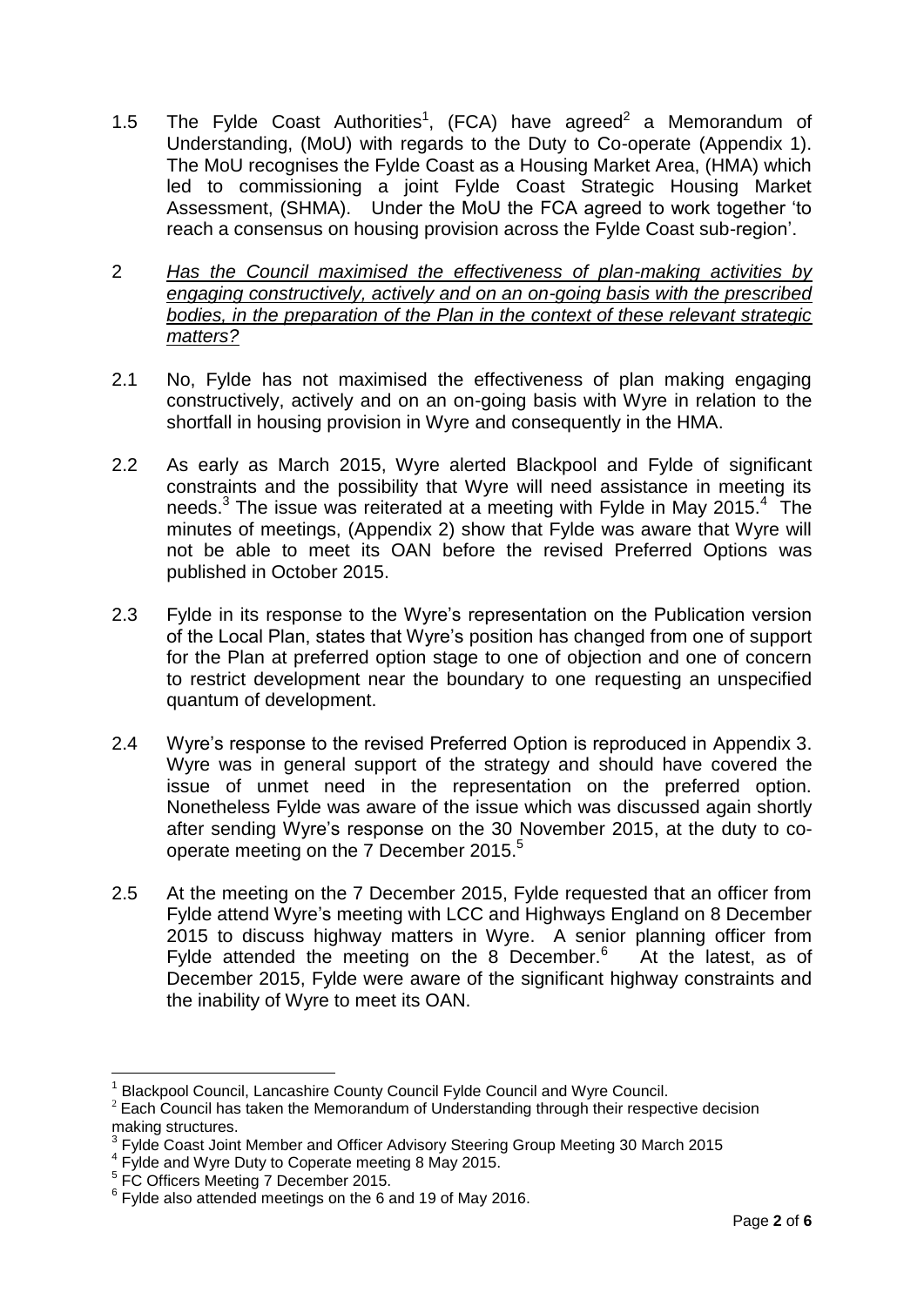1.5 The Fylde Coast Authorities[1], (FCA) have agreed[2] a Memorandum of Understanding, (MoU) with regards to the Duty to Co-operate (Appendix 1). The MoU recognises the Fylde Coast as a Housing Market Area, (HMA) which led to commissioning a joint Fylde Coast Strategic Housing Market Assessment, (SHMA). Under the MoU the FCA agreed to work together 'to reach a consensus on housing provision across the Fylde Coast sub-region'.

2 *<u>Has the Council maximised the effectiveness of plan-making activities by engaging constructively, actively and on an on-going basis with the prescribed bodies, in the preparation of the Plan in the context of these relevant strategic matters?</u>*

2.1 No, Fylde has not maximised the effectiveness of plan making engaging constructively, actively and on an on-going basis with Wyre in relation to the shortfall in housing provision in Wyre and consequently in the HMA.

2.2 As early as March 2015, Wyre alerted Blackpool and Fylde of significant constraints and the possibility that Wyre will need assistance in meeting its needs.[3] The issue was reiterated at a meeting with Fylde in May 2015.[4] The minutes of meetings, (Appendix 2) show that Fylde was aware that Wyre will not be able to meet its OAN before the revised Preferred Options was published in October 2015.

2.3 Fylde in its response to the Wyre's representation on the Publication version of the Local Plan, states that Wyre's position has changed from one of support for the Plan at preferred option stage to one of objection and one of concern to restrict development near the boundary to one requesting an unspecified quantum of development.

2.4 Wyre's response to the revised Preferred Option is reproduced in Appendix 3. Wyre was in general support of the strategy and should have covered the issue of unmet need in the representation on the preferred option. Nonetheless Fylde was aware of the issue which was discussed again shortly after sending Wyre's response on the 30 November 2015, at the duty to co-operate meeting on the 7 December 2015.[5]

2.5 At the meeting on the 7 December 2015, Fylde requested that an officer from Fylde attend Wyre's meeting with LCC and Highways England on 8 December 2015 to discuss highway matters in Wyre. A senior planning officer from Fylde attended the meeting on the 8 December.[6] At the latest, as of December 2015, Fylde were aware of the significant highway constraints and the inability of Wyre to meet its OAN.

---

[1] Blackpool Council, Lancashire County Council Fylde Council and Wyre Council.

[2] Each Council has taken the Memorandum of Understanding through their respective decision making structures.

[3] Fylde Coast Joint Member and Officer Advisory Steering Group Meeting 30 March 2015

[4] Fylde and Wyre Duty to Coperate meeting 8 May 2015.

[5] FC Officers Meeting 7 December 2015.

[6] Fylde also attended meetings on the 6 and 19 of May 2016.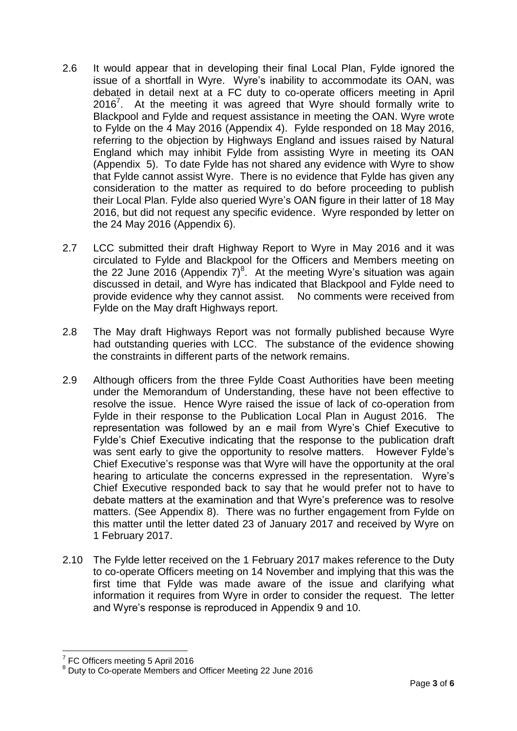2.6 It would appear that in developing their final Local Plan, Fylde ignored the issue of a shortfall in Wyre. Wyre's inability to accommodate its OAN, was debated in detail next at a FC duty to co-operate officers meeting in April 2016[7]. At the meeting it was agreed that Wyre should formally write to Blackpool and Fylde and request assistance in meeting the OAN. Wyre wrote to Fylde on the 4 May 2016 (Appendix 4). Fylde responded on 18 May 2016, referring to the objection by Highways England and issues raised by Natural England which may inhibit Fylde from assisting Wyre in meeting its OAN (Appendix 5). To date Fylde has not shared any evidence with Wyre to show that Fylde cannot assist Wyre. There is no evidence that Fylde has given any consideration to the matter as required to do before proceeding to publish their Local Plan. Fylde also queried Wyre's OAN figure in their latter of 18 May 2016, but did not request any specific evidence. Wyre responded by letter on the 24 May 2016 (Appendix 6).

2.7 LCC submitted their draft Highway Report to Wyre in May 2016 and it was circulated to Fylde and Blackpool for the Officers and Members meeting on the 22 June 2016 (Appendix 7)[8]. At the meeting Wyre's situation was again discussed in detail, and Wyre has indicated that Blackpool and Fylde need to provide evidence why they cannot assist. No comments were received from Fylde on the May draft Highways report.

2.8 The May draft Highways Report was not formally published because Wyre had outstanding queries with LCC. The substance of the evidence showing the constraints in different parts of the network remains.

2.9 Although officers from the three Fylde Coast Authorities have been meeting under the Memorandum of Understanding, these have not been effective to resolve the issue. Hence Wyre raised the issue of lack of co-operation from Fylde in their response to the Publication Local Plan in August 2016. The representation was followed by an e mail from Wyre's Chief Executive to Fylde's Chief Executive indicating that the response to the publication draft was sent early to give the opportunity to resolve matters. However Fylde's Chief Executive's response was that Wyre will have the opportunity at the oral hearing to articulate the concerns expressed in the representation. Wyre's Chief Executive responded back to say that he would prefer not to have to debate matters at the examination and that Wyre's preference was to resolve matters. (See Appendix 8). There was no further engagement from Fylde on this matter until the letter dated 23 of January 2017 and received by Wyre on 1 February 2017.

2.10 The Fylde letter received on the 1 February 2017 makes reference to the Duty to co-operate Officers meeting on 14 November and implying that this was the first time that Fylde was made aware of the issue and clarifying what information it requires from Wyre in order to consider the request. The letter and Wyre's response is reproduced in Appendix 9 and 10.

---

[7] FC Officers meeting 5 April 2016

[8] Duty to Co-operate Members and Officer Meeting 22 June 2016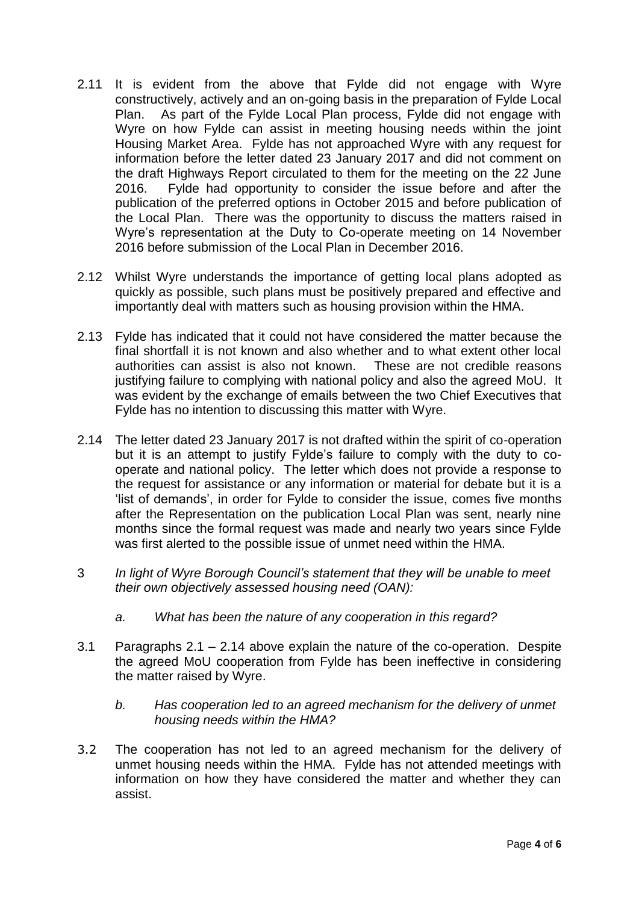2.11 It is evident from the above that Fylde did not engage with Wyre constructively, actively and an on-going basis in the preparation of Fylde Local Plan. As part of the Fylde Local Plan process, Fylde did not engage with Wyre on how Fylde can assist in meeting housing needs within the joint Housing Market Area. Fylde has not approached Wyre with any request for information before the letter dated 23 January 2017 and did not comment on the draft Highways Report circulated to them for the meeting on the 22 June 2016. Fylde had opportunity to consider the issue before and after the publication of the preferred options in October 2015 and before publication of the Local Plan. There was the opportunity to discuss the matters raised in Wyre's representation at the Duty to Co-operate meeting on 14 November 2016 before submission of the Local Plan in December 2016.

2.12 Whilst Wyre understands the importance of getting local plans adopted as quickly as possible, such plans must be positively prepared and effective and importantly deal with matters such as housing provision within the HMA.

2.13 Fylde has indicated that it could not have considered the matter because the final shortfall it is not known and also whether and to what extent other local authorities can assist is also not known. These are not credible reasons justifying failure to complying with national policy and also the agreed MoU. It was evident by the exchange of emails between the two Chief Executives that Fylde has no intention to discussing this matter with Wyre.

2.14 The letter dated 23 January 2017 is not drafted within the spirit of co-operation but it is an attempt to justify Fylde's failure to comply with the duty to co-operate and national policy. The letter which does not provide a response to the request for assistance or any information or material for debate but it is a 'list of demands', in order for Fylde to consider the issue, comes five months after the Representation on the publication Local Plan was sent, nearly nine months since the formal request was made and nearly two years since Fylde was first alerted to the possible issue of unmet need within the HMA.

3 *In light of Wyre Borough Council's statement that they will be unable to meet their own objectively assessed housing need (OAN):*

*a. What has been the nature of any cooperation in this regard?*

3.1 Paragraphs 2.1 – 2.14 above explain the nature of the co-operation. Despite the agreed MoU cooperation from Fylde has been ineffective in considering the matter raised by Wyre.

*b. Has cooperation led to an agreed mechanism for the delivery of unmet housing needs within the HMA?*

3.2 The cooperation has not led to an agreed mechanism for the delivery of unmet housing needs within the HMA. Fylde has not attended meetings with information on how they have considered the matter and whether they can assist.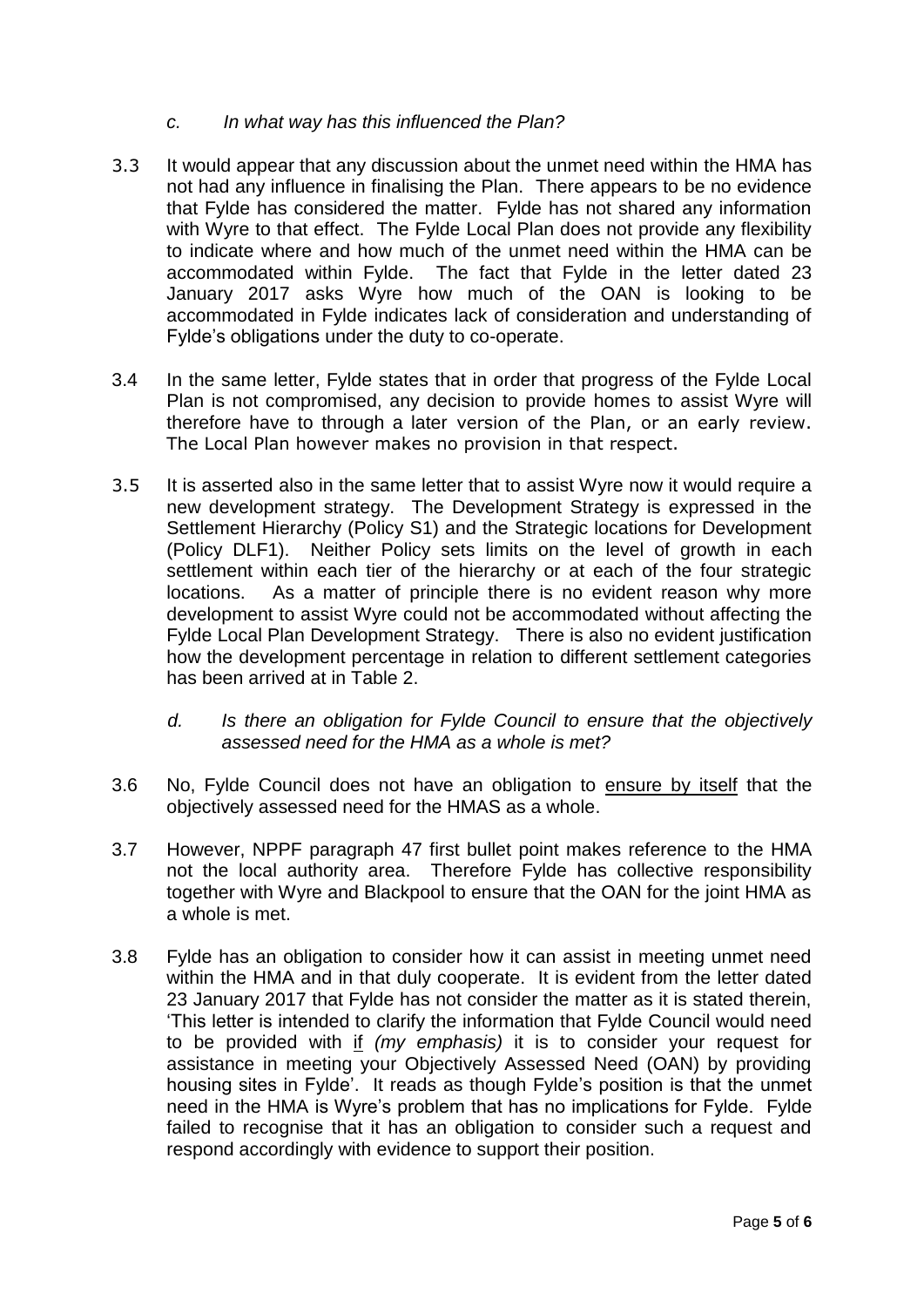*c. In what way has this influenced the Plan?*

3.3 It would appear that any discussion about the unmet need within the HMA has not had any influence in finalising the Plan. There appears to be no evidence that Fylde has considered the matter. Fylde has not shared any information with Wyre to that effect. The Fylde Local Plan does not provide any flexibility to indicate where and how much of the unmet need within the HMA can be accommodated within Fylde. The fact that Fylde in the letter dated 23 January 2017 asks Wyre how much of the OAN is looking to be accommodated in Fylde indicates lack of consideration and understanding of Fylde's obligations under the duty to co-operate.

3.4 In the same letter, Fylde states that in order that progress of the Fylde Local Plan is not compromised, any decision to provide homes to assist Wyre will therefore have to through a later version of the Plan, or an early review. The Local Plan however makes no provision in that respect.

3.5 It is asserted also in the same letter that to assist Wyre now it would require a new development strategy. The Development Strategy is expressed in the Settlement Hierarchy (Policy S1) and the Strategic locations for Development (Policy DLF1). Neither Policy sets limits on the level of growth in each settlement within each tier of the hierarchy or at each of the four strategic locations. As a matter of principle there is no evident reason why more development to assist Wyre could not be accommodated without affecting the Fylde Local Plan Development Strategy. There is also no evident justification how the development percentage in relation to different settlement categories has been arrived at in Table 2.

*d. Is there an obligation for Fylde Council to ensure that the objectively assessed need for the HMA as a whole is met?*

3.6 No, Fylde Council does not have an obligation to <u>ensure by itself</u> that the objectively assessed need for the HMAS as a whole.

3.7 However, NPPF paragraph 47 first bullet point makes reference to the HMA not the local authority area. Therefore Fylde has collective responsibility together with Wyre and Blackpool to ensure that the OAN for the joint HMA as a whole is met.

3.8 Fylde has an obligation to consider how it can assist in meeting unmet need within the HMA and in that duly cooperate. It is evident from the letter dated 23 January 2017 that Fylde has not consider the matter as it is stated therein, 'This letter is intended to clarify the information that Fylde Council would need to be provided with <u>if</u> *(my emphasis)* it is to consider your request for assistance in meeting your Objectively Assessed Need (OAN) by providing housing sites in Fylde'. It reads as though Fylde's position is that the unmet need in the HMA is Wyre's problem that has no implications for Fylde. Fylde failed to recognise that it has an obligation to consider such a request and respond accordingly with evidence to support their position.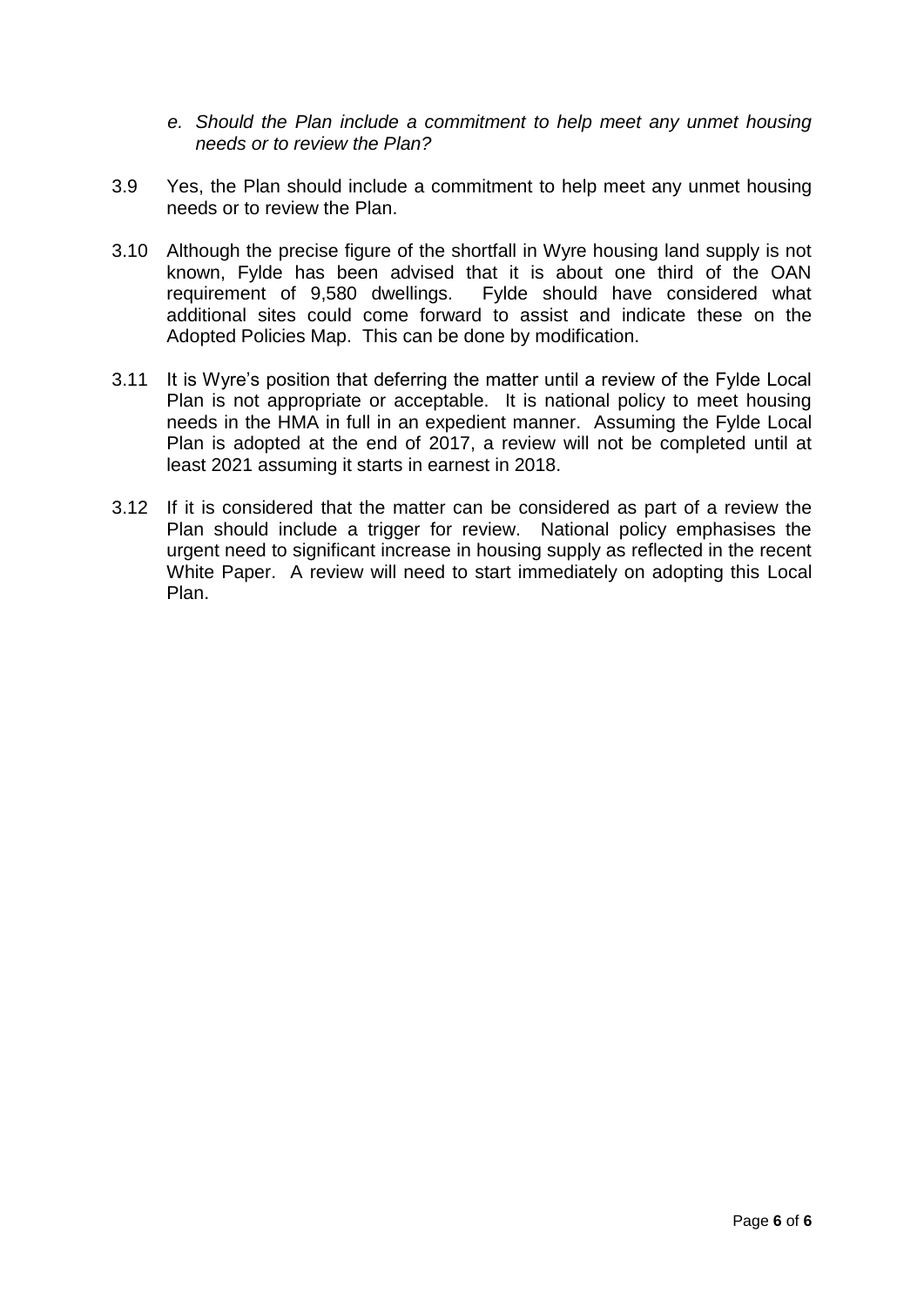*e. Should the Plan include a commitment to help meet any unmet housing needs or to review the Plan?*

3.9 Yes, the Plan should include a commitment to help meet any unmet housing needs or to review the Plan.

3.10 Although the precise figure of the shortfall in Wyre housing land supply is not known, Fylde has been advised that it is about one third of the OAN requirement of 9,580 dwellings. Fylde should have considered what additional sites could come forward to assist and indicate these on the Adopted Policies Map. This can be done by modification.

3.11 It is Wyre's position that deferring the matter until a review of the Fylde Local Plan is not appropriate or acceptable. It is national policy to meet housing needs in the HMA in full in an expedient manner. Assuming the Fylde Local Plan is adopted at the end of 2017, a review will not be completed until at least 2021 assuming it starts in earnest in 2018.

3.12 If it is considered that the matter can be considered as part of a review the Plan should include a trigger for review. National policy emphasises the urgent need to significant increase in housing supply as reflected in the recent White Paper. A review will need to start immediately on adopting this Local Plan.